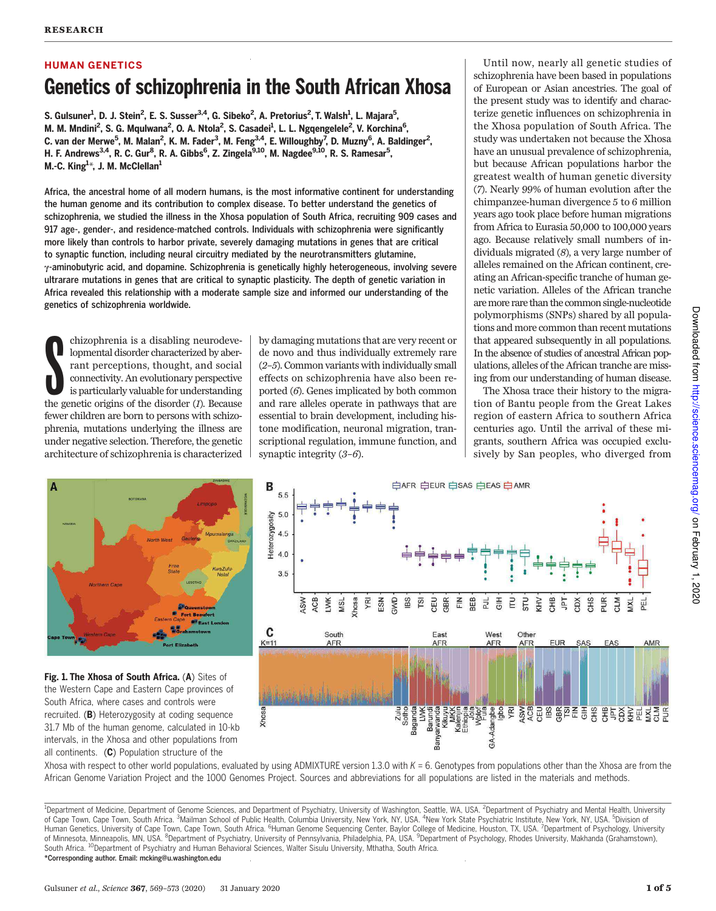RESEARCH

## HUMAN GENETICS

# Genetics of schizophrenia in the South African Xhosa

S. Gulsuner[1], D. J. Stein[2], E. S. Susser[3,4], G. Sibeko[2], A. Pretorius[2], T. Walsh[1], L. Majara[5], M. M. Mndini[2], S. G. Mqulwana[2], O. A. Ntola[2], S. Casadei[1], L. L. Ngqengelele[2], V. Korchina[6], C. van der Merwe[5], M. Malan[2], K. M. Fader[3], M. Feng[3,4], E. Willoughby[7], D. Muzny[6], A. Baldinger[2], H. F. Andrews[3,4], R. C. Gur[8], R. A. Gibbs[6], Z. Zingela[9,10], M. Nagdee[9,10], R. S. Ramesar[5], M.-C. King[1]*, J. M. McClellan[1]

**Africa, the ancestral home of all modern humans, is the most informative continent for understanding the human genome and its contribution to complex disease. To better understand the genetics of schizophrenia, we studied the illness in the Xhosa population of South Africa, recruiting 909 cases and 917 age-, gender-, and residence-matched controls. Individuals with schizophrenia were significantly more likely than controls to harbor private, severely damaging mutations in genes that are critical to synaptic function, including neural circuitry mediated by the neurotransmitters glutamine, γ-aminobutyric acid, and dopamine. Schizophrenia is genetically highly heterogeneous, involving severe ultrarare mutations in genes that are critical to synaptic plasticity. The depth of genetic variation in Africa revealed this relationship with a moderate sample size and informed our understanding of the genetics of schizophrenia worldwide.**

Schizophrenia is a disabling neurodevelopmental disorder characterized by aberrant perceptions, thought, and social connectivity. An evolutionary perspective is particularly valuable for understanding the genetic origins of the disorder (*1*). Because fewer children are born to persons with schizophrenia, mutations underlying the illness are under negative selection. Therefore, the genetic architecture of schizophrenia is characterized by damaging mutations that are very recent or de novo and thus individually extremely rare (*2*–*5*). Common variants with individually small effects on schizophrenia have also been reported (*6*). Genes implicated by both common and rare alleles operate in pathways that are essential to brain development, including histone modification, neuronal migration, transcriptional regulation, immune function, and synaptic integrity (*3*–*6*).

Until now, nearly all genetic studies of schizophrenia have been based in populations of European or Asian ancestries. The goal of the present study was to identify and characterize genetic influences on schizophrenia in the Xhosa population of South Africa. The study was undertaken not because the Xhosa have an unusual prevalence of schizophrenia, but because African populations harbor the greatest wealth of human genetic diversity (*7*). Nearly 99% of human evolution after the chimpanzee-human divergence 5 to 6 million years ago took place before human migrations from Africa to Eurasia 50,000 to 100,000 years ago. Because relatively small numbers of individuals migrated (*8*), a very large number of alleles remained on the African continent, creating an African-specific tranche of human genetic variation. Alleles of the African tranche are more rare than the common single-nucleotide polymorphisms (SNPs) shared by all populations and more common than recent mutations that appeared subsequently in all populations. In the absence of studies of ancestral African populations, alleles of the African tranche are missing from our understanding of human disease.

The Xhosa trace their history to the migration of Bantu people from the Great Lakes region of eastern Africa to southern Africa centuries ago. Until the arrival of these migrants, southern Africa was occupied exclusively by San peoples, who diverged from

**Fig. 1. The Xhosa of South Africa.** (**A**) Sites of the Western Cape and Eastern Cape provinces of South Africa, where cases and controls were recruited. (**B**) Heterozygosity at coding sequence 31.7 Mb of the human genome, calculated in 10-kb intervals, in the Xhosa and other populations from all continents. (**C**) Population structure of the Xhosa with respect to other world populations, evaluated by using ADMIXTURE version 1.3.0 with $K = 6$. Genotypes from populations other than the Xhosa are from the African Genome Variation Project and the 1000 Genomes Project. Sources and abbreviations for all populations are listed in the materials and methods.

[1]Department of Medicine, Department of Genome Sciences, and Department of Psychiatry, University of Washington, Seattle, WA, USA. [2]Department of Psychiatry and Mental Health, University of Cape Town, Cape Town, South Africa. [3]Mailman School of Public Health, Columbia University, New York, NY, USA. [4]New York State Psychiatric Institute, New York, NY, USA. [5]Division of Human Genetics, University of Cape Town, Cape Town, South Africa. [6]Human Genome Sequencing Center, Baylor College of Medicine, Houston, TX, USA. [7]Department of Psychology, University of Minnesota, Minneapolis, MN, USA. [8]Department of Psychiatry, University of Pennsylvania, Philadelphia, PA, USA. [9]Department of Psychology, Rhodes University, Makhanda (Grahamstown), South Africa. [10]Department of Psychiatry and Human Behavioral Sciences, Walter Sisulu University, Mthatha, South Africa.
*Corresponding author. Email: mcking@u.washington.edu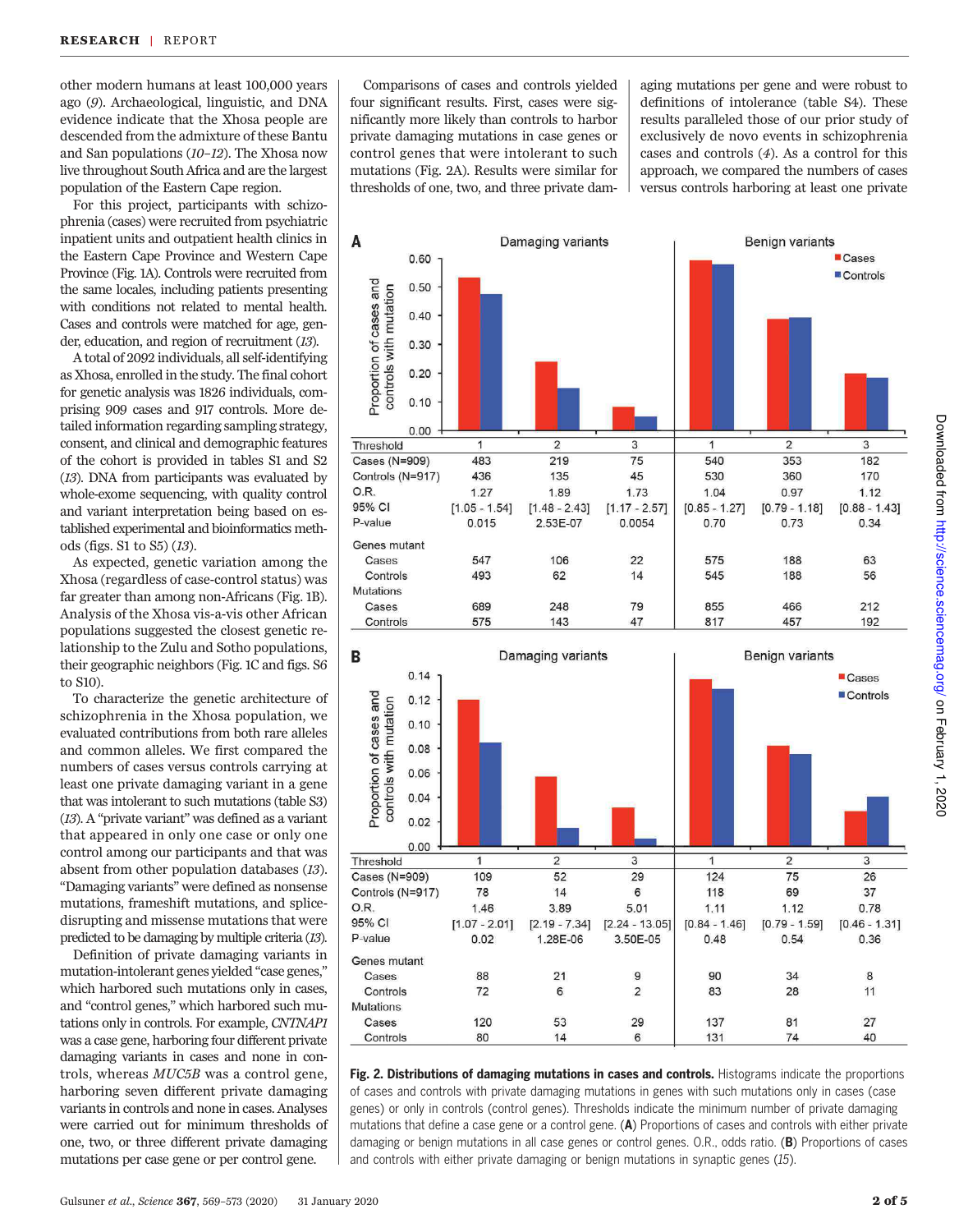other modern humans at least 100,000 years ago (9). Archaeological, linguistic, and DNA evidence indicate that the Xhosa people are descended from the admixture of these Bantu and San populations (10–12). The Xhosa now live throughout South Africa and are the largest population of the Eastern Cape region.

For this project, participants with schizophrenia (cases) were recruited from psychiatric inpatient units and outpatient health clinics in the Eastern Cape Province and Western Cape Province (Fig. 1A). Controls were recruited from the same locales, including patients presenting with conditions not related to mental health. Cases and controls were matched for age, gender, education, and region of recruitment (13).

A total of 2092 individuals, all self-identifying as Xhosa, enrolled in the study. The final cohort for genetic analysis was 1826 individuals, comprising 909 cases and 917 controls. More detailed information regarding sampling strategy, consent, and clinical and demographic features of the cohort is provided in tables S1 and S2 (13). DNA from participants was evaluated by whole-exome sequencing, with quality control and variant interpretation being based on established experimental and bioinformatics methods (figs. S1 to S5) (13).

As expected, genetic variation among the Xhosa (regardless of case-control status) was far greater than among non-Africans (Fig. 1B). Analysis of the Xhosa vis-a-vis other African populations suggested the closest genetic relationship to the Zulu and Sotho populations, their geographic neighbors (Fig. 1C and figs. S6 to S10).

To characterize the genetic architecture of schizophrenia in the Xhosa population, we evaluated contributions from both rare alleles and common alleles. We first compared the numbers of cases versus controls carrying at least one private damaging variant in a gene that was intolerant to such mutations (table S3) (13). A "private variant" was defined as a variant that appeared in only one case or only one control among our participants and that was absent from other population databases (13). "Damaging variants" were defined as nonsense mutations, frameshift mutations, and splice-disrupting and missense mutations that were predicted to be damaging by multiple criteria (13).

Definition of private damaging variants in mutation-intolerant genes yielded "case genes," which harbored such mutations only in cases, and "control genes," which harbored such mutations only in controls. For example, *CNTNAP1* was a case gene, harboring four different private damaging variants in cases and none in controls, whereas *MUC5B* was a control gene, harboring seven different private damaging variants in controls and none in cases. Analyses were carried out for minimum thresholds of one, two, or three different private damaging mutations per case gene or per control gene.

Comparisons of cases and controls yielded four significant results. First, cases were significantly more likely than controls to harbor private damaging mutations in case genes or control genes that were intolerant to such mutations (Fig. 2A). Results were similar for thresholds of one, two, and three private damaging mutations per gene and were robust to definitions of intolerance (table S4). These results paralleled those of our prior study of exclusively de novo events in schizophrenia cases and controls (4). As a control for this approach, we compared the numbers of cases versus controls harboring at least one private

**A**

| | Damaging variants | | | Benign variants | | |
|---|---|---|---|---|---|---|
| Threshold | 1 | 2 | 3 | 1 | 2 | 3 |
| Cases (N=909) | 483 | 219 | 75 | 540 | 353 | 182 |
| Controls (N=917) | 436 | 135 | 45 | 530 | 360 | 170 |
| O.R. | 1.27 | 1.89 | 1.73 | 1.04 | 0.97 | 1.12 |
| 95% CI | [1.05 - 1.54] | [1.48 - 2.43] | [1.17 - 2.57] | [0.85 - 1.27] | [0.79 - 1.18] | [0.88 - 1.43] |
| P-value | 0.015 | 2.53E-07 | 0.0054 | 0.70 | 0.73 | 0.34 |
| Genes mutant | | | | | | |
| Cases | 547 | 106 | 22 | 575 | 188 | 63 |
| Controls | 493 | 62 | 14 | 545 | 188 | 56 |
| Mutations | | | | | | |
| Cases | 689 | 248 | 79 | 855 | 466 | 212 |
| Controls | 575 | 143 | 47 | 817 | 457 | 192 |

**B**

| | Damaging variants | | | Benign variants | | |
|---|---|---|---|---|---|---|
| Threshold | 1 | 2 | 3 | 1 | 2 | 3 |
| Cases (N=909) | 109 | 52 | 29 | 124 | 75 | 26 |
| Controls (N=917) | 78 | 14 | 6 | 118 | 69 | 37 |
| O.R. | 1.46 | 3.89 | 5.01 | 1.11 | 1.12 | 0.78 |
| 95% CI | [1.07 - 2.01] | [2.19 - 7.34] | [2.24 - 13.05] | [0.84 - 1.46] | [0.79 - 1.59] | [0.46 - 1.31] |
| P-value | 0.02 | 1.28E-06 | 3.50E-05 | 0.48 | 0.54 | 0.36 |
| Genes mutant | | | | | | |
| Cases | 88 | 21 | 9 | 90 | 34 | 8 |
| Controls | 72 | 6 | 2 | 83 | 28 | 11 |
| Mutations | | | | | | |
| Cases | 120 | 53 | 29 | 137 | 81 | 27 |
| Controls | 80 | 14 | 6 | 131 | 74 | 40 |

**Fig. 2. Distributions of damaging mutations in cases and controls.** Histograms indicate the proportions of cases and controls with private damaging mutations in genes with such mutations only in cases (case genes) or only in controls (control genes). Thresholds indicate the minimum number of private damaging mutations that define a case gene or a control gene. (**A**) Proportions of cases and controls with either private damaging or benign mutations in all case genes or control genes. O.R., odds ratio. (**B**) Proportions of cases and controls with either private damaging or benign mutations in synaptic genes (15).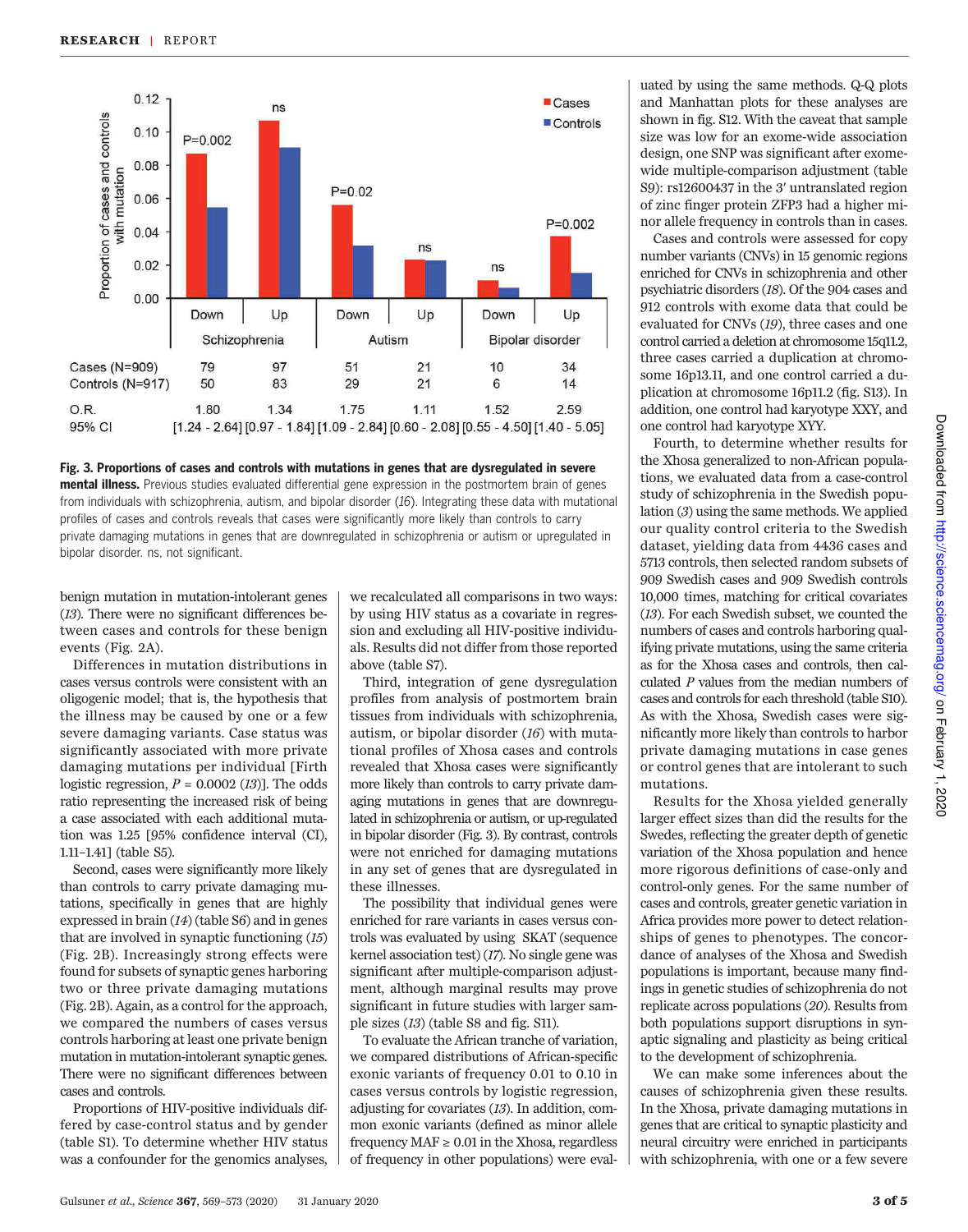| | Schizophrenia | | Autism | | Bipolar disorder | |
|---|---|---|---|---|---|---|
| | Down | Up | Down | Up | Down | Up |
| | P=0.002 | ns | P=0.02 | ns | ns | P=0.002 |
| Cases (N=909) | 79 | 97 | 51 | 21 | 10 | 34 |
| Controls (N=917) | 50 | 83 | 29 | 21 | 6 | 14 |
| O.R. | 1.80 | 1.34 | 1.75 | 1.11 | 1.52 | 2.59 |
| 95% CI | [1.24 - 2.64] | [0.97 - 1.84] | [1.09 - 2.84] | [0.60 - 2.08] | [0.55 - 4.50] | [1.40 - 5.05] |

**Fig. 3. Proportions of cases and controls with mutations in genes that are dysregulated in severe mental illness.** Previous studies evaluated differential gene expression in the postmortem brain of genes from individuals with schizophrenia, autism, and bipolar disorder (16). Integrating these data with mutational profiles of cases and controls reveals that cases were significantly more likely than controls to carry private damaging mutations in genes that are downregulated in schizophrenia or autism or upregulated in bipolar disorder. ns, not significant.

benign mutation in mutation-intolerant genes (13). There were no significant differences between cases and controls for these benign events (Fig. 2A).

Differences in mutation distributions in cases versus controls were consistent with an oligogenic model; that is, the hypothesis that the illness may be caused by one or a few severe damaging variants. Case status was significantly associated with more private damaging mutations per individual [Firth logistic regression, $P = 0.0002$ (13)]. The odds ratio representing the increased risk of being a case associated with each additional mutation was 1.25 [95% confidence interval (CI), 1.11–1.41] (table S5).

Second, cases were significantly more likely than controls to carry private damaging mutations, specifically in genes that are highly expressed in brain (14) (table S6) and in genes that are involved in synaptic functioning (15) (Fig. 2B). Increasingly strong effects were found for subsets of synaptic genes harboring two or three private damaging mutations (Fig. 2B). Again, as a control for the approach, we compared the numbers of cases versus controls harboring at least one private benign mutation in mutation-intolerant synaptic genes. There were no significant differences between cases and controls.

Proportions of HIV-positive individuals differed by case-control status and by gender (table S1). To determine whether HIV status was a confounder for the genomics analyses, we recalculated all comparisons in two ways: by using HIV status as a covariate in regression and excluding all HIV-positive individuals. Results did not differ from those reported above (table S7).

Third, integration of gene dysregulation profiles from analysis of postmortem brain tissues from individuals with schizophrenia, autism, or bipolar disorder (16) with mutational profiles of Xhosa cases and controls revealed that Xhosa cases were significantly more likely than controls to carry private damaging mutations in genes that are downregulated in schizophrenia or autism, or up-regulated in bipolar disorder (Fig. 3). By contrast, controls were not enriched for damaging mutations in any set of genes that are dysregulated in these illnesses.

The possibility that individual genes were enriched for rare variants in cases versus controls was evaluated by using SKAT (sequence kernel association test) (17). No single gene was significant after multiple-comparison adjustment, although marginal results may prove significant in future studies with larger sample sizes (13) (table S8 and fig. S11).

To evaluate the African tranche of variation, we compared distributions of African-specific exonic variants of frequency 0.01 to 0.10 in cases versus controls by logistic regression, adjusting for covariates (13). In addition, common exonic variants (defined as minor allele frequency MAF ≥ 0.01 in the Xhosa, regardless of frequency in other populations) were evaluated by using the same methods. Q-Q plots and Manhattan plots for these analyses are shown in fig. S12. With the caveat that sample size was low for an exome-wide association design, one SNP was significant after exome-wide multiple-comparison adjustment (table S9): rs12600437 in the 3′ untranslated region of zinc finger protein ZFP3 had a higher minor allele frequency in controls than in cases.

Cases and controls were assessed for copy number variants (CNVs) in 15 genomic regions enriched for CNVs in schizophrenia and other psychiatric disorders (18). Of the 904 cases and 912 controls with exome data that could be evaluated for CNVs (19), three cases and one control carried a deletion at chromosome 15q11.2, three cases carried a duplication at chromosome 16p13.11, and one control carried a duplication at chromosome 16p11.2 (fig. S13). In addition, one control had karyotype XXY, and one control had karyotype XYY.

Fourth, to determine whether results for the Xhosa generalized to non-African populations, we evaluated data from a case-control study of schizophrenia in the Swedish population (3) using the same methods. We applied our quality control criteria to the Swedish dataset, yielding data from 4436 cases and 5713 controls, then selected random subsets of 909 Swedish cases and 909 Swedish controls 10,000 times, matching for critical covariates (13). For each Swedish subset, we counted the numbers of cases and controls harboring qualifying private mutations, using the same criteria as for the Xhosa cases and controls, then calculated P values from the median numbers of cases and controls for each threshold (table S10). As with the Xhosa, Swedish cases were significantly more likely than controls to harbor private damaging mutations in case genes or control genes that are intolerant to such mutations.

Results for the Xhosa yielded generally larger effect sizes than did the results for the Swedes, reflecting the greater depth of genetic variation of the Xhosa population and hence more rigorous definitions of case-only and control-only genes. For the same number of cases and controls, greater genetic variation in Africa provides more power to detect relationships of genes to phenotypes. The concordance of analyses of the Xhosa and Swedish populations is important, because many findings in genetic studies of schizophrenia do not replicate across populations (20). Results from both populations support disruptions in synaptic signaling and plasticity as being critical to the development of schizophrenia.

We can make some inferences about the causes of schizophrenia given these results. In the Xhosa, private damaging mutations in genes that are critical to synaptic plasticity and neural circuitry were enriched in participants with schizophrenia, with one or a few severe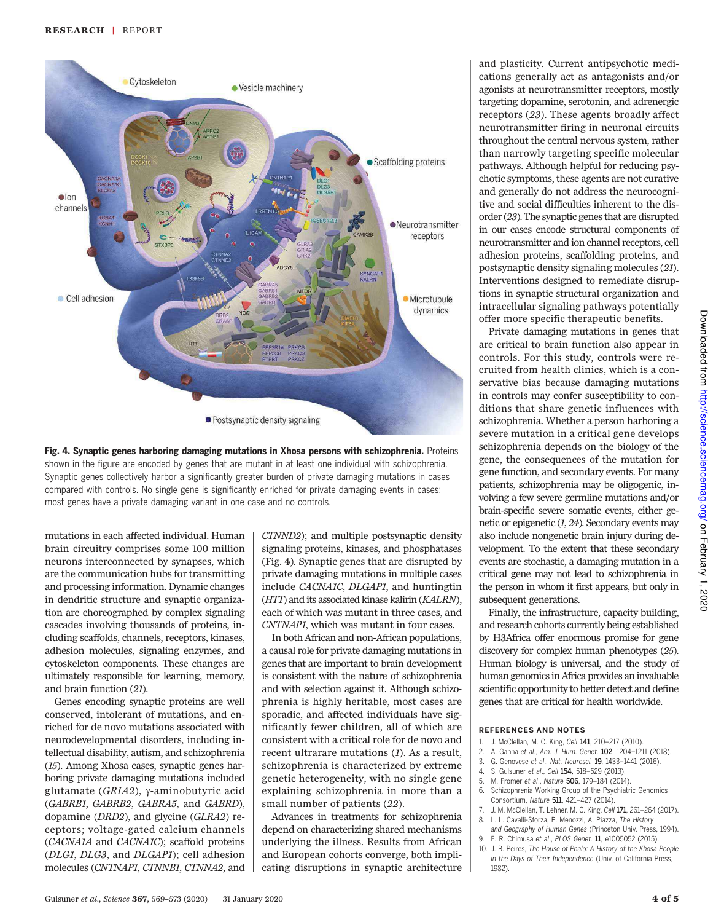**Fig. 4. Synaptic genes harboring damaging mutations in Xhosa persons with schizophrenia.** Proteins shown in the figure are encoded by genes that are mutant in at least one individual with schizophrenia. Synaptic genes collectively harbor a significantly greater burden of private damaging mutations in cases compared with controls. No single gene is significantly enriched for private damaging events in cases; most genes have a private damaging variant in one case and no controls.

mutations in each affected individual. Human brain circuitry comprises some 100 million neurons interconnected by synapses, which are the communication hubs for transmitting and processing information. Dynamic changes in dendritic structure and synaptic organization are choreographed by complex signaling cascades involving thousands of proteins, including scaffolds, channels, receptors, kinases, adhesion molecules, signaling enzymes, and cytoskeleton components. These changes are ultimately responsible for learning, memory, and brain function (*21*).

Genes encoding synaptic proteins are well conserved, intolerant of mutations, and enriched for de novo mutations associated with neurodevelopmental disorders, including intellectual disability, autism, and schizophrenia (*15*). Among Xhosa cases, synaptic genes harboring private damaging mutations included glutamate (*GRIA2*), γ-aminobutyric acid (*GABRB1*, *GABRB2*, *GABRA5*, and *GABRD*), dopamine (*DRD2*), and glycine (*GLRA2*) receptors; voltage-gated calcium channels (*CACNA1A* and *CACNA1C*); scaffold proteins (*DLG1*, *DLG3*, and *DLGAP1*); cell adhesion molecules (*CNTNAP1*, *CTNNB1*, *CTNNA2*, and *CTNND2*); and multiple postsynaptic density signaling proteins, kinases, and phosphatases (Fig. 4). Synaptic genes that are disrupted by private damaging mutations in multiple cases include *CACNA1C*, *DLGAP1*, and huntingtin (*HTT*) and its associated kinase kalirin (*KALRN*), each of which was mutant in three cases, and *CNTNAP1*, which was mutant in four cases.

In both African and non-African populations, a causal role for private damaging mutations in genes that are important to brain development is consistent with the nature of schizophrenia and with selection against it. Although schizophrenia is highly heritable, most cases are sporadic, and affected individuals have significantly fewer children, all of which are consistent with a critical role for de novo and recent ultrarare mutations (*1*). As a result, schizophrenia is characterized by extreme genetic heterogeneity, with no single gene explaining schizophrenia in more than a small number of patients (*22*).

Advances in treatments for schizophrenia depend on characterizing shared mechanisms underlying the illness. Results from African and European cohorts converge, both implicating disruptions in synaptic architecture and plasticity. Current antipsychotic medications generally act as antagonists and/or agonists at neurotransmitter receptors, mostly targeting dopamine, serotonin, and adrenergic receptors (*23*). These agents broadly affect neurotransmitter firing in neuronal circuits throughout the central nervous system, rather than narrowly targeting specific molecular pathways. Although helpful for reducing psychotic symptoms, these agents are not curative and generally do not address the neurocognitive and social difficulties inherent to the disorder (*23*). The synaptic genes that are disrupted in our cases encode structural components of neurotransmitter and ion channel receptors, cell adhesion proteins, scaffolding proteins, and postsynaptic density signaling molecules (*21*). Interventions designed to remediate disruptions in synaptic structural organization and intracellular signaling pathways potentially offer more specific therapeutic benefits.

Private damaging mutations in genes that are critical to brain function also appear in controls. For this study, controls were recruited from health clinics, which is a conservative bias because damaging mutations in controls may confer susceptibility to conditions that share genetic influences with schizophrenia. Whether a person harboring a severe mutation in a critical gene develops schizophrenia depends on the biology of the gene, the consequences of the mutation for gene function, and secondary events. For many patients, schizophrenia may be oligogenic, involving a few severe germline mutations and/or brain-specific severe somatic events, either genetic or epigenetic (*1*, *24*). Secondary events may also include nongenetic brain injury during development. To the extent that these secondary events are stochastic, a damaging mutation in a critical gene may not lead to schizophrenia in the person in whom it first appears, but only in subsequent generations.

Finally, the infrastructure, capacity building, and research cohorts currently being established by H3Africa offer enormous promise for gene discovery for complex human phenotypes (*25*). Human biology is universal, and the study of human genomics in Africa provides an invaluable scientific opportunity to better detect and define genes that are critical for health worldwide.

#### REFERENCES AND NOTES

1. J. McClellan, M. C. King, *Cell* **141**, 210–217 (2010).
2. A. Ganna *et al*., *Am. J. Hum. Genet.* **102**, 1204–1211 (2018).
3. G. Genovese *et al*., *Nat. Neurosci.* **19**, 1433–1441 (2016).
4. S. Gulsuner *et al*., *Cell* **154**, 518–529 (2013).
5. M. Fromer *et al*., *Nature* **506**, 179–184 (2014).
6. Schizophrenia Working Group of the Psychiatric Genomics Consortium, *Nature* **511**, 421–427 (2014).
7. J. M. McClellan, T. Lehner, M. C. King, *Cell* **171**, 261–264 (2017).
8. L. L. Cavalli-Sforza, P. Menozzi, A. Piazza, *The History and Geography of Human Genes* (Princeton Univ. Press, 1994).
9. E. R. Chimusa *et al*., *PLOS Genet.* **11**, e1005052 (2015).
10. J. B. Peires, *The House of Phalo: A History of the Xhosa People in the Days of Their Independence* (Univ. of California Press, 1982).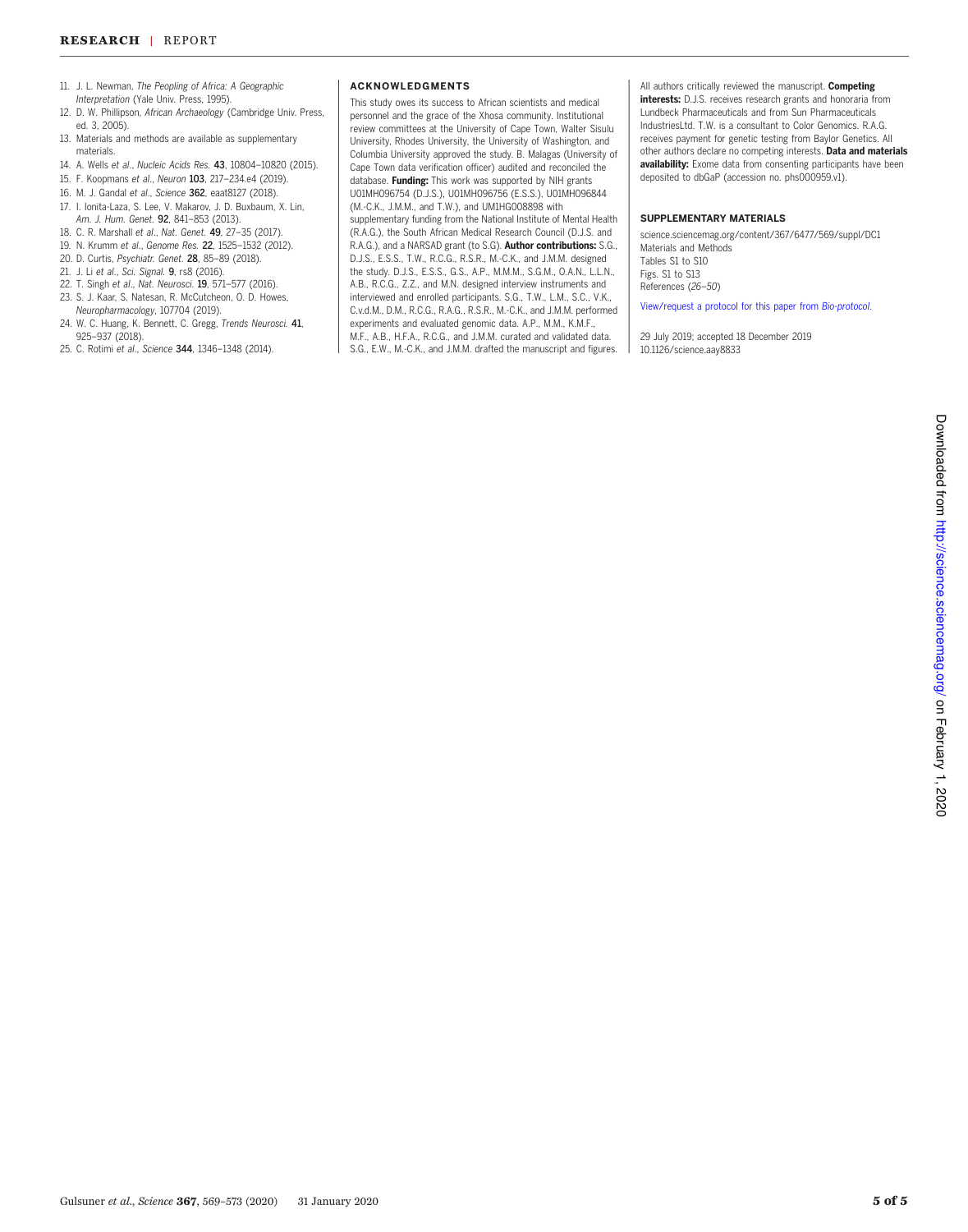11. J. L. Newman, *The Peopling of Africa: A Geographic Interpretation* (Yale Univ. Press, 1995).
12. D. W. Phillipson, *African Archaeology* (Cambridge Univ. Press, ed. 3, 2005).
13. Materials and methods are available as supplementary materials.
14. A. Wells *et al.*, *Nucleic Acids Res.* **43**, 10804–10820 (2015).
15. F. Koopmans *et al.*, *Neuron* **103**, 217–234.e4 (2019).
16. M. J. Gandal *et al.*, *Science* **362**, eaat8127 (2018).
17. I. Ionita-Laza, S. Lee, V. Makarov, J. D. Buxbaum, X. Lin, *Am. J. Hum. Genet.* **92**, 841–853 (2013).
18. C. R. Marshall *et al.*, *Nat. Genet.* **49**, 27–35 (2017).
19. N. Krumm *et al.*, *Genome Res.* **22**, 1525–1532 (2012).
20. D. Curtis, *Psychiatr. Genet.* **28**, 85–89 (2018).
21. J. Li *et al.*, *Sci. Signal.* **9**, rs8 (2016).
22. T. Singh *et al.*, *Nat. Neurosci.* **19**, 571–577 (2016).
23. S. J. Kaar, S. Natesan, R. McCutcheon, O. D. Howes, *Neuropharmacology*, 107704 (2019).
24. W. C. Huang, K. Bennett, C. Gregg, *Trends Neurosci.* **41**, 925–937 (2018).
25. C. Rotimi *et al.*, *Science* **344**, 1346–1348 (2014).

## ACKNOWLEDGMENTS

This study owes its success to African scientists and medical personnel and the grace of the Xhosa community. Institutional review committees at the University of Cape Town, Walter Sisulu University, Rhodes University, the University of Washington, and Columbia University approved the study. B. Malagas (University of Cape Town data verification officer) audited and reconciled the database. **Funding:** This work was supported by NIH grants U01MH096754 (D.J.S.), U01MH096756 (E.S.S.), U01MH096844 (M.-C.K., J.M.M., and T.W.), and UM1HG008898 with supplementary funding from the National Institute of Mental Health (R.A.G.), the South African Medical Research Council (D.J.S. and R.A.G.), and a NARSAD grant (to S.G). **Author contributions:** S.G., D.J.S., E.S.S., T.W., R.C.G., R.S.R., M.-C.K., and J.M.M. designed the study. D.J.S., E.S.S., G.S., A.P., M.M.M., S.G.M., O.A.N., L.L.N., A.B., R.C.G., Z.Z., and M.N. designed interview instruments and interviewed and enrolled participants. S.G., T.W., L.M., S.C., V.K., C.v.d.M., D.M., R.C.G., R.A.G., R.S.R., M.-C.K., and J.M.M. performed experiments and evaluated genomic data. A.P., M.M., K.M.F., M.F., A.B., H.F.A., R.C.G., and J.M.M. curated and validated data. S.G., E.W., M.-C.K., and J.M.M. drafted the manuscript and figures. All authors critically reviewed the manuscript. **Competing interests:** D.J.S. receives research grants and honoraria from Lundbeck Pharmaceuticals and from Sun Pharmaceuticals IndustriesLtd. T.W. is a consultant to Color Genomics. R.A.G. receives payment for genetic testing from Baylor Genetics. All other authors declare no competing interests. **Data and materials availability:** Exome data from consenting participants have been deposited to dbGaP (accession no. phs000959.v1).

## SUPPLEMENTARY MATERIALS

science.sciencemag.org/content/367/6477/569/suppl/DC1
Materials and Methods
Tables S1 to S10
Figs. S1 to S13
References (*26–50*)

View/request a protocol for this paper from *Bio-protocol*.

29 July 2019; accepted 18 December 2019
10.1126/science.aay8833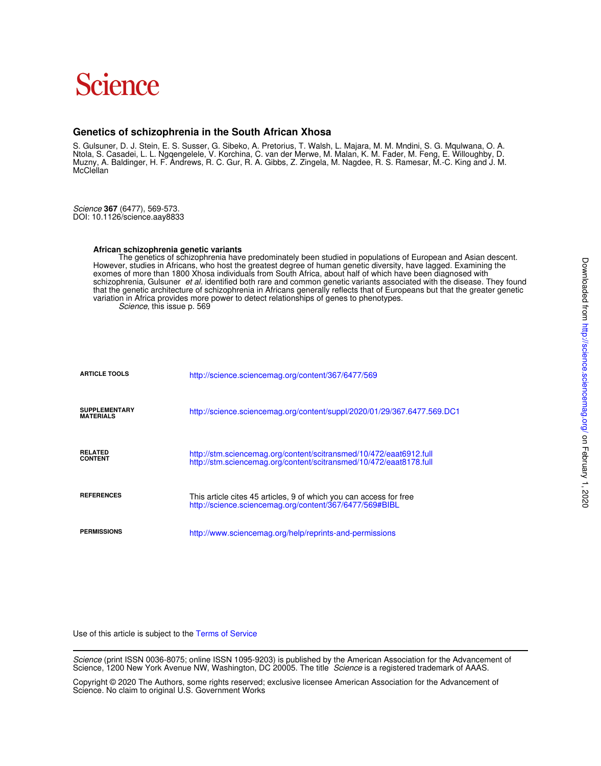Science

# Genetics of schizophrenia in the South African Xhosa

S. Gulsuner, D. J. Stein, E. S. Susser, G. Sibeko, A. Pretorius, T. Walsh, L. Majara, M. M. Mndini, S. G. Mqulwana, O. A. Ntola, S. Casadei, L. L. Ngqengelele, V. Korchina, C. van der Merwe, M. Malan, K. M. Fader, M. Feng, E. Willoughby, D. Muzny, A. Baldinger, H. F. Andrews, R. C. Gur, R. A. Gibbs, Z. Zingela, M. Nagdee, R. S. Ramesar, M.-C. King and J. M. McClellan

*Science* **367** (6477), 569-573.
DOI: 10.1126/science.aay8833

**African schizophrenia genetic variants**

The genetics of schizophrenia have predominately been studied in populations of European and Asian descent. However, studies in Africans, who host the greatest degree of human genetic diversity, have lagged. Examining the exomes of more than 1800 Xhosa individuals from South Africa, about half of which have been diagnosed with schizophrenia, Gulsuner *et al.* identified both rare and common genetic variants associated with the disease. They found that the genetic architecture of schizophrenia in Africans generally reflects that of Europeans but that the greater genetic variation in Africa provides more power to detect relationships of genes to phenotypes.

*Science*, this issue p. 569

| | |
|---|---|
| **ARTICLE TOOLS** | http://science.sciencemag.org/content/367/6477/569 |
| **SUPPLEMENTARY MATERIALS** | http://science.sciencemag.org/content/suppl/2020/01/29/367.6477.569.DC1 |
| **RELATED CONTENT** | http://stm.sciencemag.org/content/scitransmed/10/472/eaat6912.full http://stm.sciencemag.org/content/scitransmed/10/472/eaat8178.full |
| **REFERENCES** | This article cites 45 articles, 9 of which you can access for free http://science.sciencemag.org/content/367/6477/569#BIBL |
| **PERMISSIONS** | http://www.sciencemag.org/help/reprints-and-permissions |

Use of this article is subject to the Terms of Service

*Science* (print ISSN 0036-8075; online ISSN 1095-9203) is published by the American Association for the Advancement of Science, 1200 New York Avenue NW, Washington, DC 20005. The title *Science* is a registered trademark of AAAS.

Copyright © 2020 The Authors, some rights reserved; exclusive licensee American Association for the Advancement of Science. No claim to original U.S. Government Works

Downloaded from http://science.sciencemag.org/ on February 1, 2020